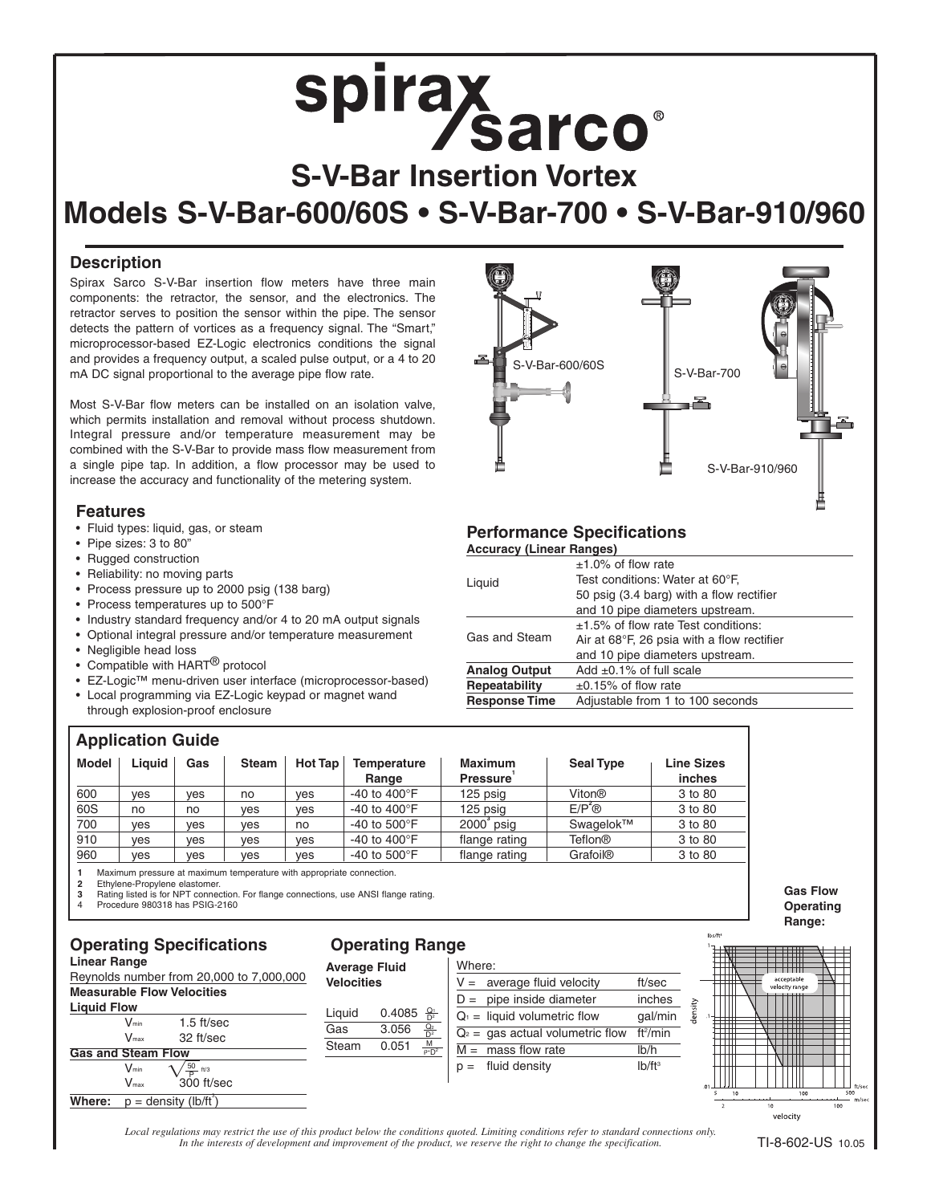# spirax sarco®

# S-V-Bar Insertion Vortex

# Models S-V-Bar-600/60S • S-V-Bar-700 • S-V-Bar-910/960

## Description

Spirax Sarco S-V-Bar insertion flow meters have three main components: the retractor, the sensor, and the electronics. The retractor serves to position the sensor within the pipe. The sensor detects the pattern of vortices as a frequency signal. The "Smart," microprocessor-based EZ-Logic electronics conditions the signal and provides a frequency output, a scaled pulse output, or a 4 to 20 mA DC signal proportional to the average pipe flow rate.

Most S-V-Bar flow meters can be installed on an isolation valve, which permits installation and removal without process shutdown. Integral pressure and/or temperature measurement may be combined with the S-V-Bar to provide mass flow measurement from a single pipe tap. In addition, a flow processor may be used to increase the accuracy and functionality of the metering system.

S-V-Bar-600/60S

S-V-Bar-700

S-V-Bar-910/960

## Features

- Fluid types: liquid, gas, or steam
- Pipe sizes: 3 to 80"
- Rugged construction
- Reliability: no moving parts
- Process pressure up to 2000 psig (138 barg)
- Process temperatures up to 500°F
- Industry standard frequency and/or 4 to 20 mA output signals
- Optional integral pressure and/or temperature measurement
- Negligible head loss
- Compatible with HART® protocol
- EZ-Logic™ menu-driven user interface (microprocessor-based)
- Local programming via EZ-Logic keypad or magnet wand through explosion-proof enclosure

## Performance Specifications

**Accuracy (Linear Ranges)**

| | |
|---|---|
| Liquid | ±1.0% of flow rate Test conditions: Water at 60°F, 50 psig (3.4 barg) with a flow rectifier and 10 pipe diameters upstream. |
| Gas and Steam | ±1.5% of flow rate Test conditions: Air at 68°F, 26 psia with a flow rectifier and 10 pipe diameters upstream. |
| **Analog Output** | Add ±0.1% of full scale |
| **Repeatability** | ±0.15% of flow rate |
| **Response Time** | Adjustable from 1 to 100 seconds |

## Application Guide

| Model | Liquid | Gas | Steam | Hot Tap | Temperature Range | Maximum Pressure[1] | Seal Type | Line Sizes inches |
|---|---|---|---|---|---|---|---|---|
| 600 | yes | yes | no | yes | -40 to 400°F | 125 psig | Viton® | 3 to 80 |
| 60S | no | no | yes | yes | -40 to 400°F | 125 psig | E/P[2]® | 3 to 80 |
| 700 | yes | yes | yes | no | -40 to 500°F | 2000[3] psig | Swagelok™ | 3 to 80 |
| 910 | yes | yes | yes | yes | -40 to 400°F | flange rating | Teflon® | 3 to 80 |
| 960 | yes | yes | yes | yes | -40 to 500°F | flange rating | Grafoil® | 3 to 80 |

**1** Maximum pressure at maximum temperature with appropriate connection.
**2** Ethylene-Propylene elastomer.
**3** Rating listed is for NPT connection. For flange connections, use ANSI flange rating.
4 Procedure 980318 has PSIG-2160

## Operating Specifications

**Linear Range**

Reynolds number from 20,000 to 7,000,000

**Measurable Flow Velocities**

**Liquid Flow**

| | |
|---|---|
| $V_{min}$ | 1.5 ft/sec |
| $V_{max}$ | 32 ft/sec |

**Gas and Steam Flow**

| | |
|---|---|
| $V_{min}$ | $\sqrt{\frac{50}{p}}$ ft/s |
| $V_{max}$ | 300 ft/sec |

**Where:** p = density (lb/ft³)

## Operating Range

**Average Fluid Velocities**

| | | |
|---|---|---|
| Liquid | 0.4085 | $\frac{Q_1}{D^2}$ |
| Gas | 3.056 | $\frac{Q_2}{D^2}$ |
| Steam | 0.051 | $\frac{M}{p \cdot D^2}$ |

Where:

| | | |
|---|---|---|
| V = | average fluid velocity | ft/sec |
| D = | pipe inside diameter | inches |
| $Q_1$ = | liquid volumetric flow | gal/min |
| $Q_2$ = | gas actual volumetric flow | ft³/min |
| M = | mass flow rate | lb/h |
| p = | fluid density | lb/ft³ |

**Gas Flow Operating Range:**

*Local regulations may restrict the use of this product below the conditions quoted. Limiting conditions refer to standard connections only. In the interests of development and improvement of the product, we reserve the right to change the specification.*

TI-8-602-US 10.05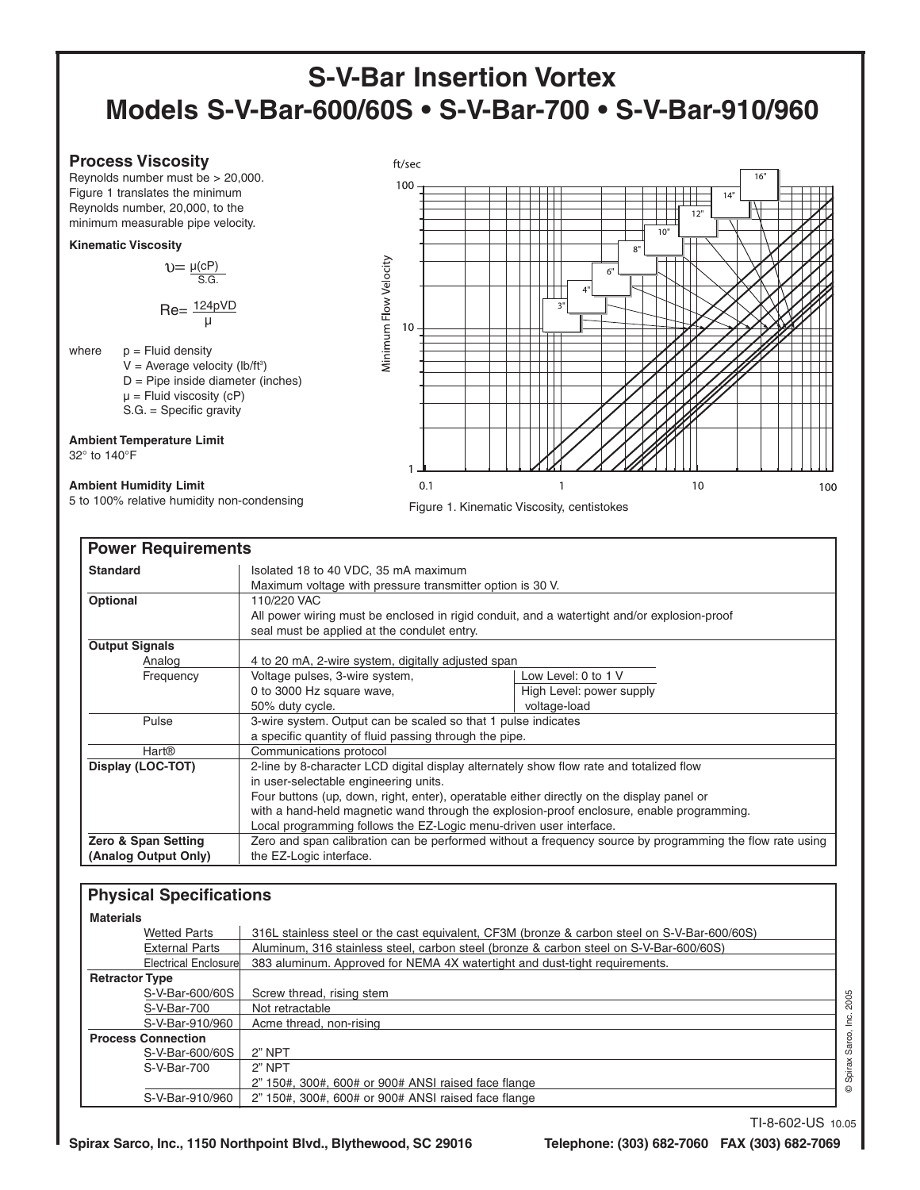# S-V-Bar Insertion Vortex
# Models S-V-Bar-600/60S • S-V-Bar-700 • S-V-Bar-910/960

### Process Viscosity

Reynolds number must be > 20,000. Figure 1 translates the minimum Reynolds number, 20,000, to the minimum measurable pipe velocity.

**Kinematic Viscosity**

$$\upsilon = \frac{\mu(cP)}{S.G.}$$

$$Re = \frac{124pVD}{\mu}$$

where
- p = Fluid density
- V = Average velocity (lb/ft³)
- D = Pipe inside diameter (inches)
- μ = Fluid viscosity (cP)
- S.G. = Specific gravity

**Ambient Temperature Limit**
32° to 140°F

**Ambient Humidity Limit**
5 to 100% relative humidity non-condensing

Figure 1. Kinematic Viscosity, centistokes

### Power Requirements

| | | |
|---|---|---|
| **Standard** | Isolated 18 to 40 VDC, 35 mA maximum<br>Maximum voltage with pressure transmitter option is 30 V. | |
| **Optional** | 110/220 VAC<br>All power wiring must be enclosed in rigid conduit, and a watertight and/or explosion-proof seal must be applied at the condulet entry. | |
| **Output Signals** | | |
| Analog | 4 to 20 mA, 2-wire system, digitally adjusted span | |
| Frequency | Voltage pulses, 3-wire system, 0 to 3000 Hz square wave, 50% duty cycle. | Low Level: 0 to 1 V<br>High Level: power supply voltage-load |
| Pulse | 3-wire system. Output can be scaled so that 1 pulse indicates a specific quantity of fluid passing through the pipe. | |
| Hart® | Communications protocol | |
| **Display (LOC-TOT)** | 2-line by 8-character LCD digital display alternately show flow rate and totalized flow in user-selectable engineering units.<br>Four buttons (up, down, right, enter), operatable either directly on the display panel or with a hand-held magnetic wand through the explosion-proof enclosure, enable programming.<br>Local programming follows the EZ-Logic menu-driven user interface. | |
| **Zero & Span Setting (Analog Output Only)** | Zero and span calibration can be performed without a frequency source by programming the flow rate using the EZ-Logic interface. | |

### Physical Specifications

| | |
|---|---|
| **Materials** | |
| Wetted Parts | 316L stainless steel or the cast equivalent, CF3M (bronze & carbon steel on S-V-Bar-600/60S) |
| External Parts | Aluminum, 316 stainless steel, carbon steel (bronze & carbon steel on S-V-Bar-600/60S) |
| Electrical Enclosure | 383 aluminum. Approved for NEMA 4X watertight and dust-tight requirements. |
| **Retractor Type** | |
| S-V-Bar-600/60S | Screw thread, rising stem |
| S-V-Bar-700 | Not retractable |
| S-V-Bar-910/960 | Acme thread, non-rising |
| **Process Connection** | |
| S-V-Bar-600/60S | 2" NPT |
| S-V-Bar-700 | 2" NPT<br>2" 150#, 300#, 600# or 900# ANSI raised face flange |
| S-V-Bar-910/960 | 2" 150#, 300#, 600# or 900# ANSI raised face flange |

© Spirax Sarco, Inc. 2005

TI-8-602-US 10.05

Spirax Sarco, Inc., 1150 Northpoint Blvd., Blythewood, SC 29016 Telephone: (303) 682-7060 FAX (303) 682-7069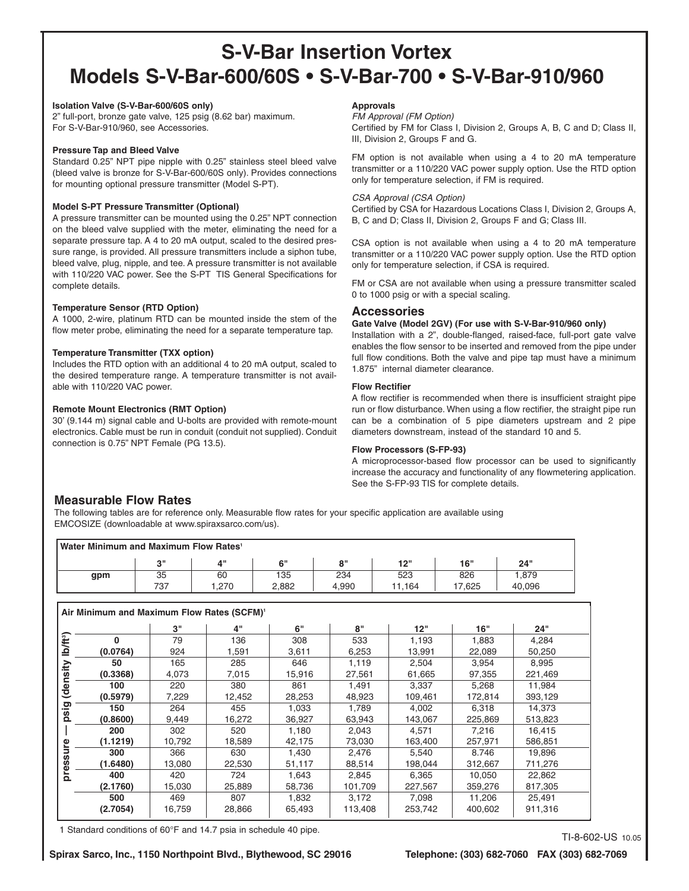# S-V-Bar Insertion Vortex
# Models S-V-Bar-600/60S • S-V-Bar-700 • S-V-Bar-910/960

**Isolation Valve (S-V-Bar-600/60S only)**
2" full-port, bronze gate valve, 125 psig (8.62 bar) maximum. For S-V-Bar-910/960, see Accessories.

**Pressure Tap and Bleed Valve**
Standard 0.25" NPT pipe nipple with 0.25" stainless steel bleed valve (bleed valve is bronze for S-V-Bar-600/60S only). Provides connections for mounting optional pressure transmitter (Model S-PT).

**Model S-PT Pressure Transmitter (Optional)**
A pressure transmitter can be mounted using the 0.25" NPT connection on the bleed valve supplied with the meter, eliminating the need for a separate pressure tap. A 4 to 20 mA output, scaled to the desired pressure range, is provided. All pressure transmitters include a siphon tube, bleed valve, plug, nipple, and tee. A pressure transmitter is not available with 110/220 VAC power. See the S-PT TIS General Specifications for complete details.

**Temperature Sensor (RTD Option)**
A 1000, 2-wire, platinum RTD can be mounted inside the stem of the flow meter probe, eliminating the need for a separate temperature tap.

**Temperature Transmitter (TXX option)**
Includes the RTD option with an additional 4 to 20 mA output, scaled to the desired temperature range. A temperature transmitter is not available with 110/220 VAC power.

**Remote Mount Electronics (RMT Option)**
30' (9.144 m) signal cable and U-bolts are provided with remote-mount electronics. Cable must be run in conduit (conduit not supplied). Conduit connection is 0.75" NPT Female (PG 13.5).

**Approvals**

*FM Approval (FM Option)*

Certified by FM for Class I, Division 2, Groups A, B, C and D; Class II, III, Division 2, Groups F and G.

FM option is not available when using a 4 to 20 mA temperature transmitter or a 110/220 VAC power supply option. Use the RTD option only for temperature selection, if FM is required.

*CSA Approval (CSA Option)*

Certified by CSA for Hazardous Locations Class I, Division 2, Groups A, B, C and D; Class II, Division 2, Groups F and G; Class III.

CSA option is not available when using a 4 to 20 mA temperature transmitter or a 110/220 VAC power supply option. Use the RTD option only for temperature selection, if CSA is required.

FM or CSA are not available when using a pressure transmitter scaled 0 to 1000 psig or with a special scaling.

## Accessories

**Gate Valve (Model 2GV) (For use with S-V-Bar-910/960 only)**
Installation with a 2", double-flanged, raised-face, full-port gate valve enables the flow sensor to be inserted and removed from the pipe under full flow conditions. Both the valve and pipe tap must have a minimum 1.875" internal diameter clearance.

**Flow Rectifier**
A flow rectifier is recommended when there is insufficient straight pipe run or flow disturbance. When using a flow rectifier, the straight pipe run can be a combination of 5 pipe diameters upstream and 2 pipe diameters downstream, instead of the standard 10 and 5.

**Flow Processors (S-FP-93)**
A microprocessor-based flow processor can be used to significantly increase the accuracy and functionality of any flowmetering application. See the S-FP-93 TIS for complete details.

## Measurable Flow Rates

The following tables are for reference only. Measurable flow rates for your specific application are available using EMCOSIZE (downloadable at www.spiraxsarco.com/us).

**Water Minimum and Maximum Flow Rates**[1]

| | 3" | 4" | 6" | 8" | 12" | 16" | 24" |
|---|---|---|---|---|---|---|---|
| gpm | 35 | 60 | 135 | 234 | 523 | 826 | 1,879 |
| | 737 | 1,270 | 2,882 | 4,990 | 11,164 | 17,625 | 40,096 |

**Air Minimum and Maximum Flow Rates (SCFM)**[1]

| pressure — psig (density lb/ft³) | 3" | 4" | 6" | 8" | 12" | 16" | 24" |
|---|---|---|---|---|---|---|---|
| **0** | 79 | 136 | 308 | 533 | 1,193 | 1,883 | 4,284 |
| **(0.0764)** | 924 | 1,591 | 3,611 | 6,253 | 13,991 | 22,089 | 50,250 |
| **50** | 165 | 285 | 646 | 1,119 | 2,504 | 3,954 | 8,995 |
| **(0.3368)** | 4,073 | 7,015 | 15,916 | 27,561 | 61,665 | 97,355 | 221,469 |
| **100** | 220 | 380 | 861 | 1,491 | 3,337 | 5,268 | 11,984 |
| **(0.5979)** | 7,229 | 12,452 | 28,253 | 48,923 | 109,461 | 172,814 | 393,129 |
| **150** | 264 | 455 | 1,033 | 1,789 | 4,002 | 6,318 | 14,373 |
| **(0.8600)** | 9,449 | 16,272 | 36,927 | 63,943 | 143,067 | 225,869 | 513,823 |
| **200** | 302 | 520 | 1,180 | 2,043 | 4,571 | 7,216 | 16,415 |
| **(1.1219)** | 10,792 | 18,589 | 42,175 | 73,030 | 163,400 | 257,971 | 586,851 |
| **300** | 366 | 630 | 1,430 | 2,476 | 5,540 | 8.746 | 19,896 |
| **(1.6480)** | 13,080 | 22,530 | 51,117 | 88,514 | 198,044 | 312,667 | 711,276 |
| **400** | 420 | 724 | 1,643 | 2,845 | 6,365 | 10,050 | 22,862 |
| **(2.1760)** | 15,030 | 25,889 | 58,736 | 101,709 | 227,567 | 359,276 | 817,305 |
| **500** | 469 | 807 | 1,832 | 3,172 | 7,098 | 11,206 | 25,491 |
| **(2.7054)** | 16,759 | 28,866 | 65,493 | 113,408 | 253,742 | 400,602 | 911,316 |

1 Standard conditions of 60°F and 14.7 psia in schedule 40 pipe.

TI-8-602-US 10.05

Spirax Sarco, Inc., 1150 Northpoint Blvd., Blythewood, SC 29016 Telephone: (303) 682-7060 FAX (303) 682-7069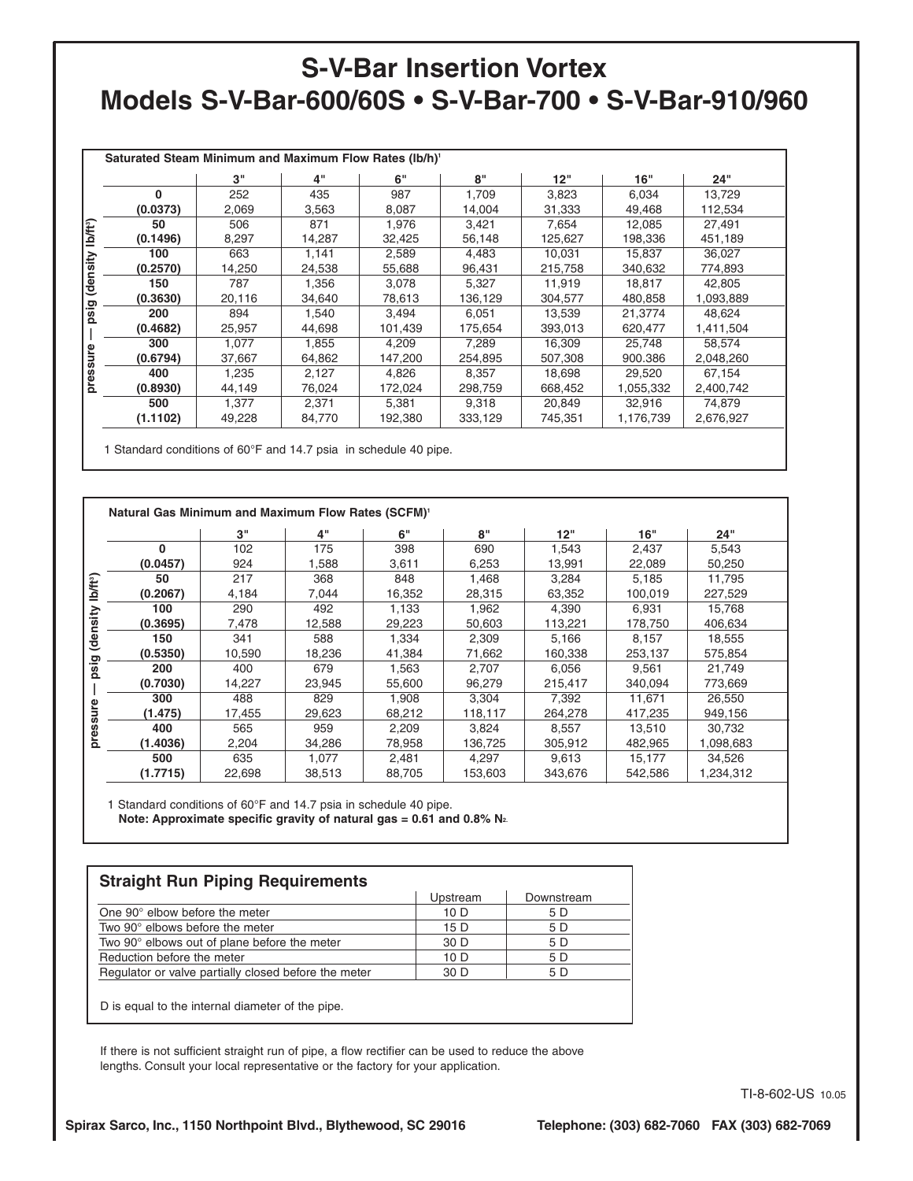# S-V-Bar Insertion Vortex
# Models S-V-Bar-600/60S • S-V-Bar-700 • S-V-Bar-910/960

**Saturated Steam Minimum and Maximum Flow Rates (lb/h)**[1]

| pressure — psig (density lb/ft³) | 3" | 4" | 6" | 8" | 12" | 16" | 24" |
|---|---|---|---|---|---|---|---|
| **0** | 252 | 435 | 987 | 1,709 | 3,823 | 6,034 | 13,729 |
| **(0.0373)** | 2,069 | 3,563 | 8,087 | 14,004 | 31,333 | 49,468 | 112,534 |
| **50** | 506 | 871 | 1,976 | 3,421 | 7,654 | 12,085 | 27,491 |
| **(0.1496)** | 8,297 | 14,287 | 32,425 | 56,148 | 125,627 | 198,336 | 451,189 |
| **100** | 663 | 1,141 | 2,589 | 4,483 | 10,031 | 15,837 | 36,027 |
| **(0.2570)** | 14,250 | 24,538 | 55,688 | 96,431 | 215,758 | 340,632 | 774,893 |
| **150** | 787 | 1,356 | 3,078 | 5,327 | 11,919 | 18,817 | 42,805 |
| **(0.3630)** | 20,116 | 34,640 | 78,613 | 136,129 | 304,577 | 480,858 | 1,093,889 |
| **200** | 894 | 1,540 | 3,494 | 6,051 | 13,539 | 21,3774 | 48,624 |
| **(0.4682)** | 25,957 | 44,698 | 101,439 | 175,654 | 393,013 | 620,477 | 1,411,504 |
| **300** | 1,077 | 1,855 | 4,209 | 7,289 | 16,309 | 25,748 | 58,574 |
| **(0.6794)** | 37,667 | 64,862 | 147,200 | 254,895 | 507,308 | 900.386 | 2,048,260 |
| **400** | 1,235 | 2,127 | 4,826 | 8,357 | 18,698 | 29,520 | 67,154 |
| **(0.8930)** | 44,149 | 76,024 | 172,024 | 298,759 | 668,452 | 1,055,332 | 2,400,742 |
| **500** | 1,377 | 2,371 | 5,381 | 9,318 | 20,849 | 32,916 | 74,879 |
| **(1.1102)** | 49,228 | 84,770 | 192,380 | 333,129 | 745,351 | 1,176,739 | 2,676,927 |

1 Standard conditions of 60°F and 14.7 psia in schedule 40 pipe.

**Natural Gas Minimum and Maximum Flow Rates (SCFM)**[1]

| pressure — psig (density lb/ft³) | 3" | 4" | 6" | 8" | 12" | 16" | 24" |
|---|---|---|---|---|---|---|---|
| **0** | 102 | 175 | 398 | 690 | 1,543 | 2,437 | 5,543 |
| **(0.0457)** | 924 | 1,588 | 3,611 | 6,253 | 13,991 | 22,089 | 50,250 |
| **50** | 217 | 368 | 848 | 1,468 | 3,284 | 5,185 | 11,795 |
| **(0.2067)** | 4,184 | 7,044 | 16,352 | 28,315 | 63,352 | 100,019 | 227,529 |
| **100** | 290 | 492 | 1,133 | 1,962 | 4,390 | 6,931 | 15,768 |
| **(0.3695)** | 7,478 | 12,588 | 29,223 | 50,603 | 113,221 | 178,750 | 406,634 |
| **150** | 341 | 588 | 1,334 | 2,309 | 5,166 | 8,157 | 18,555 |
| **(0.5350)** | 10,590 | 18,236 | 41,384 | 71,662 | 160,338 | 253,137 | 575,854 |
| **200** | 400 | 679 | 1,563 | 2,707 | 6,056 | 9,561 | 21,749 |
| **(0.7030)** | 14,227 | 23,945 | 55,600 | 96,279 | 215,417 | 340,094 | 773,669 |
| **300** | 488 | 829 | 1,908 | 3,304 | 7,392 | 11,671 | 26,550 |
| **(1.475)** | 17,455 | 29,623 | 68,212 | 118,117 | 264,278 | 417,235 | 949,156 |
| **400** | 565 | 959 | 2,209 | 3,824 | 8,557 | 13,510 | 30,732 |
| **(1.4036)** | 2,204 | 34,286 | 78,958 | 136,725 | 305,912 | 482,965 | 1,098,683 |
| **500** | 635 | 1,077 | 2,481 | 4,297 | 9,613 | 15,177 | 34,526 |
| **(1.7715)** | 22,698 | 38,513 | 88,705 | 153,603 | 343,676 | 542,586 | 1,234,312 |

1 Standard conditions of 60°F and 14.7 psia in schedule 40 pipe.
**Note: Approximate specific gravity of natural gas = 0.61 and 0.8% $N_2$.**

## Straight Run Piping Requirements

| | Upstream | Downstream |
|---|---|---|
| One 90° elbow before the meter | 10 D | 5 D |
| Two 90° elbows before the meter | 15 D | 5 D |
| Two 90° elbows out of plane before the meter | 30 D | 5 D |
| Reduction before the meter | 10 D | 5 D |
| Regulator or valve partially closed before the meter | 30 D | 5 D |

D is equal to the internal diameter of the pipe.

If there is not sufficient straight run of pipe, a flow rectifier can be used to reduce the above lengths. Consult your local representative or the factory for your application.

TI-8-602-US 10.05

**Spirax Sarco, Inc., 1150 Northpoint Blvd., Blythewood, SC 29016 Telephone: (303) 682-7060 FAX (303) 682-7069**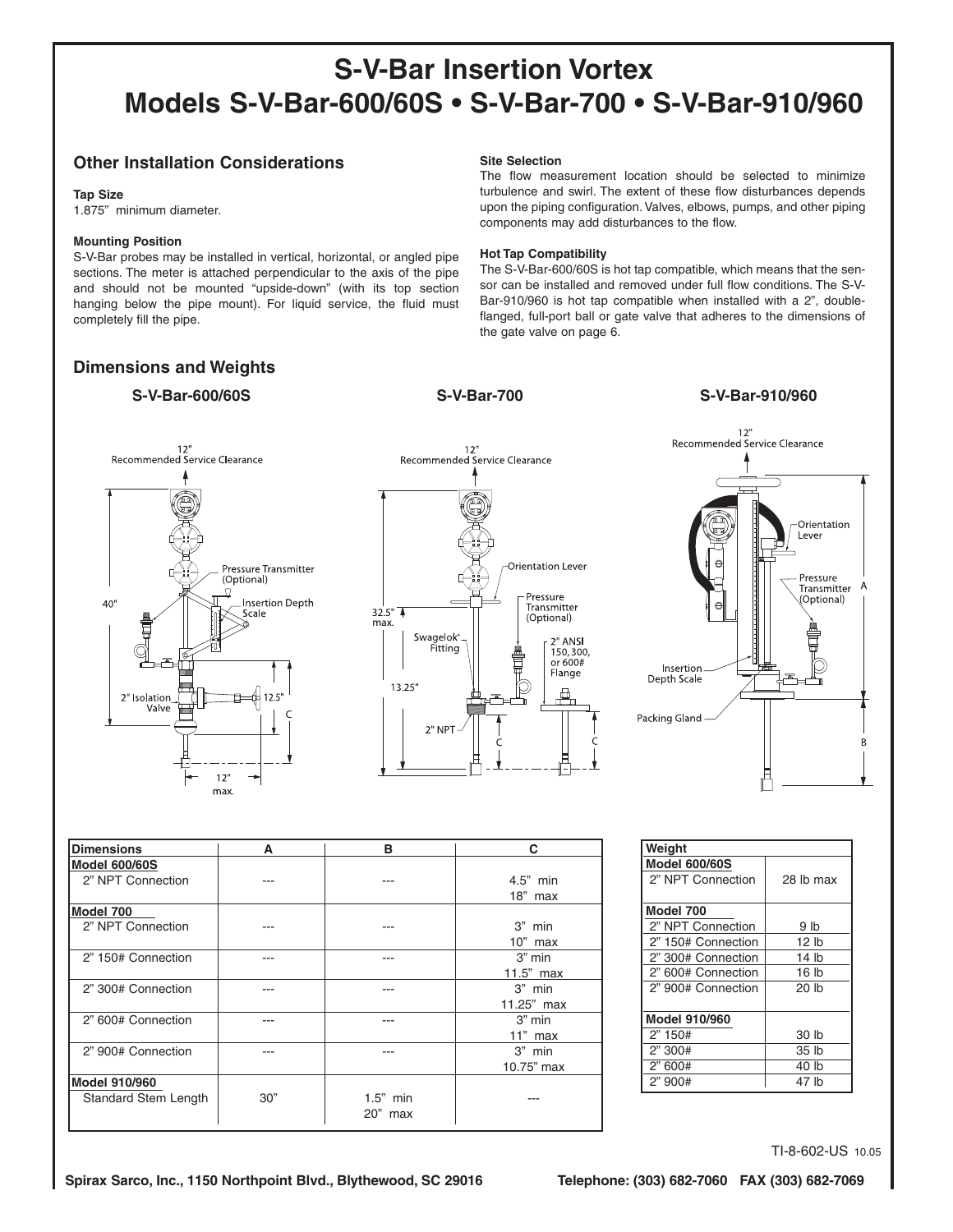# S-V-Bar Insertion Vortex
# Models S-V-Bar-600/60S • S-V-Bar-700 • S-V-Bar-910/960

## Other Installation Considerations

**Tap Size**
1.875" minimum diameter.

**Mounting Position**
S-V-Bar probes may be installed in vertical, horizontal, or angled pipe sections. The meter is attached perpendicular to the axis of the pipe and should not be mounted "upside-down" (with its top section hanging below the pipe mount). For liquid service, the fluid must completely fill the pipe.

**Site Selection**
The flow measurement location should be selected to minimize turbulence and swirl. The extent of these flow disturbances depends upon the piping configuration. Valves, elbows, pumps, and other piping components may add disturbances to the flow.

**Hot Tap Compatibility**
The S-V-Bar-600/60S is hot tap compatible, which means that the sensor can be installed and removed under full flow conditions. The S-V-Bar-910/960 is hot tap compatible when installed with a 2", double-flanged, full-port ball or gate valve that adheres to the dimensions of the gate valve on page 6.

## Dimensions and Weights

### S-V-Bar-600/60S

12" Recommended Service Clearance
Pressure Transmitter (Optional)
Insertion Depth Scale
40"
2" Isolation Valve
12.5"
C
12" max.

### S-V-Bar-700

12" Recommended Service Clearance
Orientation Lever
Pressure Transmitter (Optional)
32.5" max.
Swagelok Fitting
2" ANSI 150, 300, or 600# Flange
13.25"
2" NPT
C
C

### S-V-Bar-910/960

12" Recommended Service Clearance
Orientation Lever
Pressure Transmitter (Optional)
A
Insertion Depth Scale
Packing Gland
B

| Dimensions | A | B | C |
|---|---|---|---|
| **Model 600/60S** | | | |
| 2" NPT Connection | --- | --- | 4.5" min<br>18" max |
| **Model 700** | | | |
| 2" NPT Connection | --- | --- | 3" min<br>10" max |
| 2" 150# Connection | --- | --- | 3" min<br>11.5" max |
| 2" 300# Connection | --- | --- | 3" min<br>11.25" max |
| 2" 600# Connection | --- | --- | 3" min<br>11" max |
| 2" 900# Connection | --- | --- | 3" min<br>10.75" max |
| **Model 910/960** | | | |
| Standard Stem Length | 30" | 1.5" min<br>20" max | --- |

| Weight | |
|---|---|
| **Model 600/60S** | |
| 2" NPT Connection | 28 lb max |
| **Model 700** | |
| 2" NPT Connection | 9 lb |
| 2" 150# Connection | 12 lb |
| 2" 300# Connection | 14 lb |
| 2" 600# Connection | 16 lb |
| 2" 900# Connection | 20 lb |
| **Model 910/960** | |
| 2" 150# | 30 lb |
| 2" 300# | 35 lb |
| 2" 600# | 40 lb |
| 2" 900# | 47 lb |

TI-8-602-US 10.05

Spirax Sarco, Inc., 1150 Northpoint Blvd., Blythewood, SC 29016 Telephone: (303) 682-7060 FAX (303) 682-7069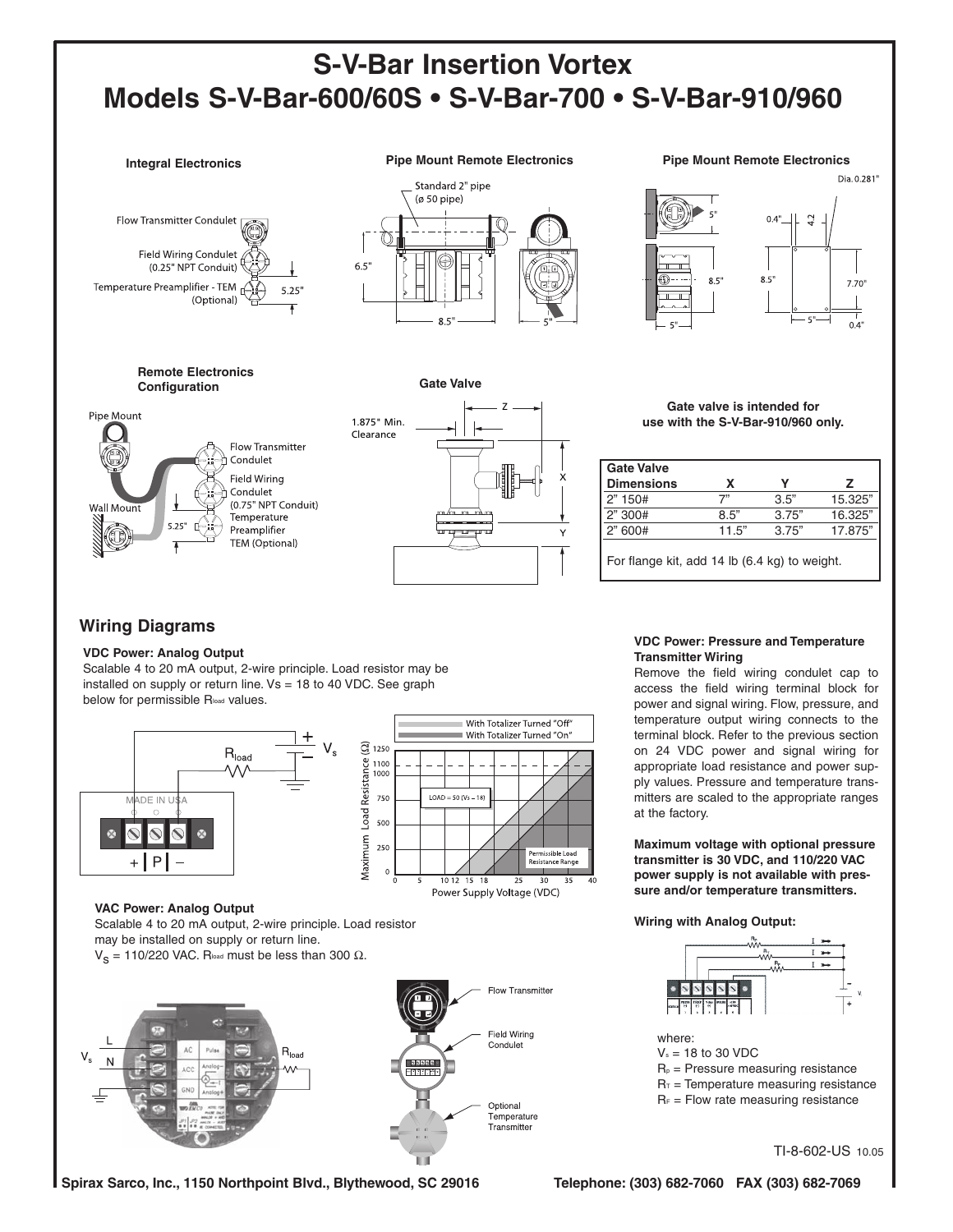# S-V-Bar Insertion Vortex

# Models S-V-Bar-600/60S • S-V-Bar-700 • S-V-Bar-910/960

**Integral Electronics**

**Pipe Mount Remote Electronics**

**Pipe Mount Remote Electronics**

**Remote Electronics Configuration**

**Gate Valve**

**Gate valve is intended for use with the S-V-Bar-910/960 only.**

| Gate Valve Dimensions | X | Y | Z |
|---|---|---|---|
| 2” 150# | 7” | 3.5” | 15.325” |
| 2” 300# | 8.5” | 3.75” | 16.325” |
| 2” 600# | 11.5” | 3.75” | 17.875” |

For flange kit, add 14 lb (6.4 kg) to weight.

## Wiring Diagrams

**VDC Power: Analog Output**

Scalable 4 to 20 mA output, 2-wire principle. Load resistor may be installed on supply or return line. Vs = 18 to 40 VDC. See graph below for permissible $R_{load}$ values.

**VAC Power: Analog Output**

Scalable 4 to 20 mA output, 2-wire principle. Load resistor may be installed on supply or return line.
$V_S$ = 110/220 VAC. $R_{load}$ must be less than 300 Ω.

**VDC Power: Pressure and Temperature Transmitter Wiring**

Remove the field wiring condulet cap to access the field wiring terminal block for power and signal wiring. Flow, pressure, and temperature output wiring connects to the terminal block. Refer to the previous section on 24 VDC power and signal wiring for appropriate load resistance and power supply values. Pressure and temperature transmitters are scaled to the appropriate ranges at the factory.

**Maximum voltage with optional pressure transmitter is 30 VDC, and 110/220 VAC power supply is not available with pressure and/or temperature transmitters.**

**Wiring with Analog Output:**

where:
$V_s$ = 18 to 30 VDC
$R_P$ = Pressure measuring resistance
$R_T$ = Temperature measuring resistance
$R_F$ = Flow rate measuring resistance

TI-8-602-US 10.05

Spirax Sarco, Inc., 1150 Northpoint Blvd., Blythewood, SC 29016 Telephone: (303) 682-7060 FAX (303) 682-7069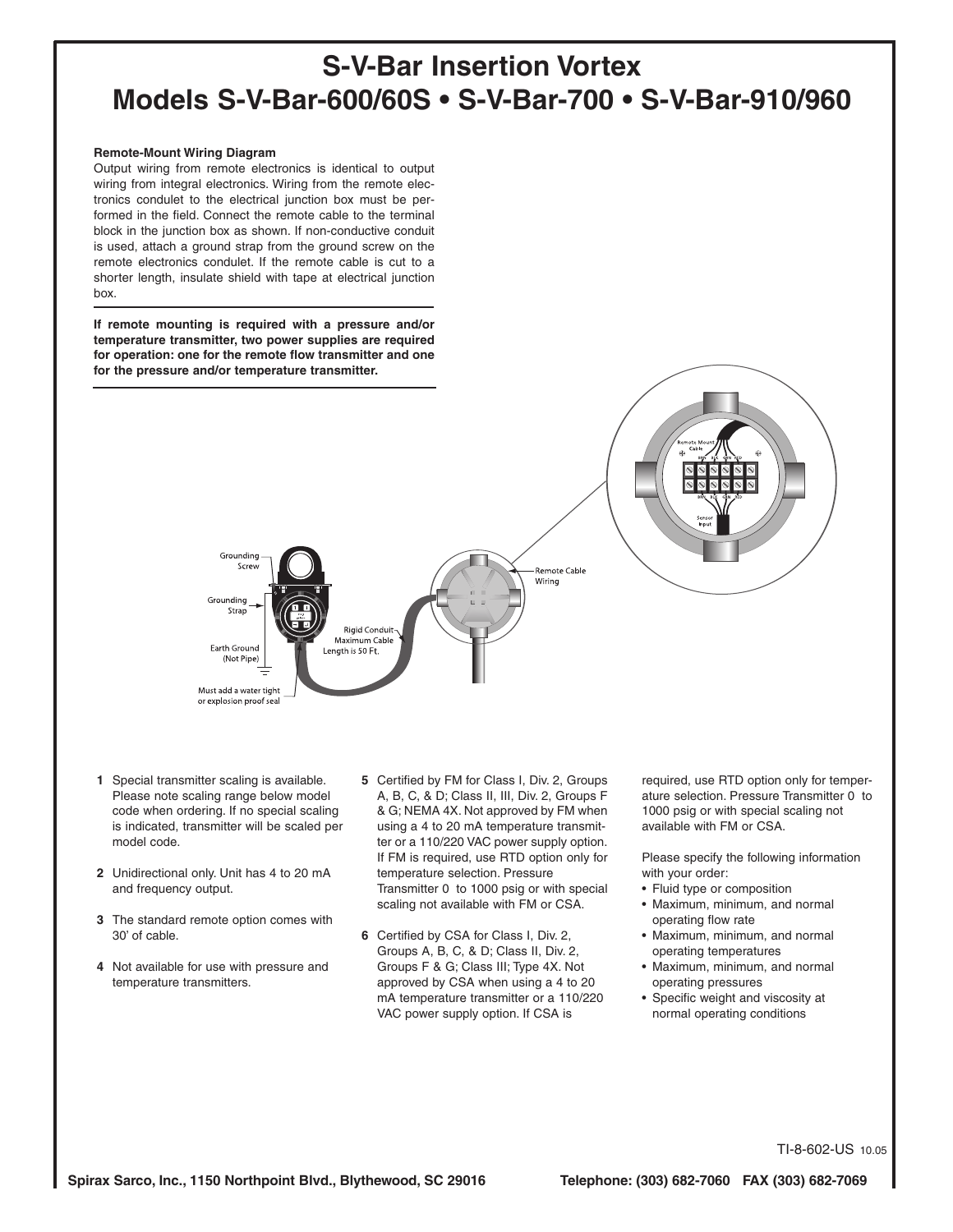# S-V-Bar Insertion Vortex
# Models S-V-Bar-600/60S • S-V-Bar-700 • S-V-Bar-910/960

**Remote-Mount Wiring Diagram**

Output wiring from remote electronics is identical to output wiring from integral electronics. Wiring from the remote electronics condulet to the electrical junction box must be performed in the field. Connect the remote cable to the terminal block in the junction box as shown. If non-conductive conduit is used, attach a ground strap from the ground screw on the remote electronics condulet. If the remote cable is cut to a shorter length, insulate shield with tape at electrical junction box.

**If remote mounting is required with a pressure and/or temperature transmitter, two power supplies are required for operation: one for the remote flow transmitter and one for the pressure and/or temperature transmitter.**

**1** Special transmitter scaling is available. Please note scaling range below model code when ordering. If no special scaling is indicated, transmitter will be scaled per model code.

**2** Unidirectional only. Unit has 4 to 20 mA and frequency output.

**3** The standard remote option comes with 30' of cable.

**4** Not available for use with pressure and temperature transmitters.

**5** Certified by FM for Class I, Div. 2, Groups A, B, C, & D; Class II, III, Div. 2, Groups F & G; NEMA 4X. Not approved by FM when using a 4 to 20 mA temperature transmitter or a 110/220 VAC power supply option. If FM is required, use RTD option only for temperature selection. Pressure Transmitter 0 to 1000 psig or with special scaling not available with FM or CSA.

**6** Certified by CSA for Class I, Div. 2, Groups A, B, C, & D; Class II, Div. 2, Groups F & G; Class III; Type 4X. Not approved by CSA when using a 4 to 20 mA temperature transmitter or a 110/220 VAC power supply option. If CSA is required, use RTD option only for temperature selection. Pressure Transmitter 0 to 1000 psig or with special scaling not available with FM or CSA.

Please specify the following information with your order:

- Fluid type or composition
- Maximum, minimum, and normal operating flow rate
- Maximum, minimum, and normal operating temperatures
- Maximum, minimum, and normal operating pressures
- Specific weight and viscosity at normal operating conditions

TI-8-602-US 10.05

Spirax Sarco, Inc., 1150 Northpoint Blvd., Blythewood, SC 29016 Telephone: (303) 682-7060 FAX (303) 682-7069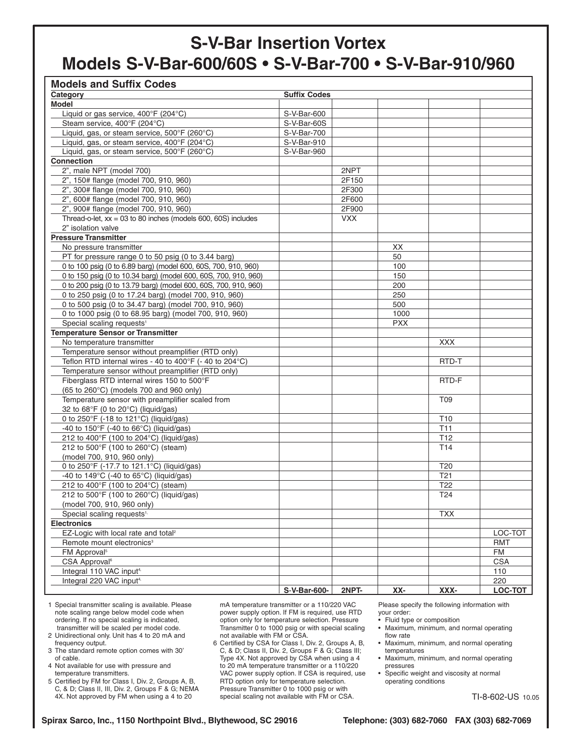# S-V-Bar Insertion Vortex
# Models S-V-Bar-600/60S • S-V-Bar-700 • S-V-Bar-910/960

## Models and Suffix Codes

| Category | Suffix Codes | | | | |
|---|---|---|---|---|---|
| **Model** | | | | | |
| Liquid or gas service, 400°F (204°C) | S-V-Bar-600 | | | | |
| Steam service, 400°F (204°C) | S-V-Bar-60S | | | | |
| Liquid, gas, or steam service, 500°F (260°C) | S-V-Bar-700 | | | | |
| Liquid, gas, or steam service, 400°F (204°C) | S-V-Bar-910 | | | | |
| Liquid, gas, or steam service, 500°F (260°C) | S-V-Bar-960 | | | | |
| **Connection** | | | | | |
| 2", male NPT (model 700) | | 2NPT | | | |
| 2", 150# flange (model 700, 910, 960) | | 2F150 | | | |
| 2", 300# flange (model 700, 910, 960) | | 2F300 | | | |
| 2", 600# flange (model 700, 910, 960) | | 2F600 | | | |
| 2", 900# flange (model 700, 910, 960) | | 2F900 | | | |
| Thread-o-let, xx = 03 to 80 inches (models 600, 60S) includes 2" isolation valve | | VXX | | | |
| **Pressure Transmitter** | | | | | |
| No pressure transmitter | | | XX | | |
| PT for pressure range 0 to 50 psig (0 to 3.44 barg) | | | 50 | | |
| 0 to 100 psig (0 to 6.89 barg) (model 600, 60S, 700, 910, 960) | | | 100 | | |
| 0 to 150 psig (0 to 10.34 barg) (model 600, 60S, 700, 910, 960) | | | 150 | | |
| 0 to 200 psig (0 to 13.79 barg) (model 600, 60S, 700, 910, 960) | | | 200 | | |
| 0 to 250 psig (0 to 17.24 barg) (model 700, 910, 960) | | | 250 | | |
| 0 to 500 psig (0 to 34.47 barg) (model 700, 910, 960) | | | 500 | | |
| 0 to 1000 psig (0 to 68.95 barg) (model 700, 910, 960) | | | 1000 | | |
| Special scaling requests[1] | | | PXX | | |
| **Temperature Sensor or Transmitter** | | | | | |
| No temperature transmitter | | | | XXX | |
| Temperature sensor without preamplifier (RTD only) | | | | | |
| Teflon RTD internal wires - 40 to 400°F (- 40 to 204°C) | | | | RTD-T | |
| Temperature sensor without preamplifier (RTD only) | | | | | |
| Fiberglass RTD internal wires 150 to 500°F (65 to 260°C) (models 700 and 960 only) | | | | RTD-F | |
| Temperature sensor with preamplifier scaled from 32 to 68°F (0 to 20°C) (liquid/gas) | | | | T09 | |
| 0 to 250°F (-18 to 121°C) (liquid/gas) | | | | T10 | |
| -40 to 150°F (-40 to 66°C) (liquid/gas) | | | | T11 | |
| 212 to 400°F (100 to 204°C) (liquid/gas) | | | | T12 | |
| 212 to 500°F (100 to 260°C) (steam) (model 700, 910, 960 only) | | | | T14 | |
| 0 to 250°F (-17.7 to 121.1°C) (liquid/gas) | | | | T20 | |
| -40 to 149°C (-40 to 65°C) (liquid/gas) | | | | T21 | |
| 212 to 400°F (100 to 204°C) (steam) | | | | T22 | |
| 212 to 500°F (100 to 260°C) (liquid/gas) (model 700, 910, 960 only) | | | | T24 | |
| Special scaling requests[1] | | | | TXX | |
| **Electronics** | | | | | |
| EZ-Logic with local rate and total[2] | | | | | LOC-TOT |
| Remote mount electronics[3] | | | | | RMT |
| FM Approval[5] | | | | | FM |
| CSA Approval[6] | | | | | CSA |
| Integral 110 VAC input[4] | | | | | 110 |
| Integral 220 VAC input[4] | | | | | 220 |
| | **S-V-Bar-600-** | **2NPT-** | **XX-** | **XXX-** | **LOC-TOT** |

1 Special transmitter scaling is available. Please note scaling range below model code when ordering. If no special scaling is indicated, transmitter will be scaled per model code.
2 Unidirectional only. Unit has 4 to 20 mA and frequency output.
3 The standard remote option comes with 30' of cable.
4 Not available for use with pressure and temperature transmitters.
5 Certified by FM for Class I, Div. 2, Groups A, B, C, & D; Class II, III, Div. 2, Groups F & G; NEMA 4X. Not approved by FM when using a 4 to 20 mA temperature transmitter or a 110/220 VAC power supply option. If FM is required, use RTD option only for temperature selection. Pressure Transmitter 0 to 1000 psig or with special scaling not available with FM or CSA.
6 Certified by CSA for Class I, Div. 2, Groups A, B, C, & D; Class II, Div. 2, Groups F & G; Class III; Type 4X. Not approved by CSA when using a 4 to 20 mA temperature transmitter or a 110/220 VAC power supply option. If CSA is required, use RTD option only for temperature selection. Pressure Transmitter 0 to 1000 psig or with special scaling not available with FM or CSA.

Please specify the following information with your order:

- Fluid type or composition
- Maximum, minimum, and normal operating flow rate
- Maximum, minimum, and normal operating temperatures
- Maximum, minimum, and normal operating pressures
- Specific weight and viscosity at normal operating conditions

TI-8-602-US 10.05

**Spirax Sarco, Inc., 1150 Northpoint Blvd., Blythewood, SC 29016** **Telephone: (303) 682-7060 FAX (303) 682-7069**